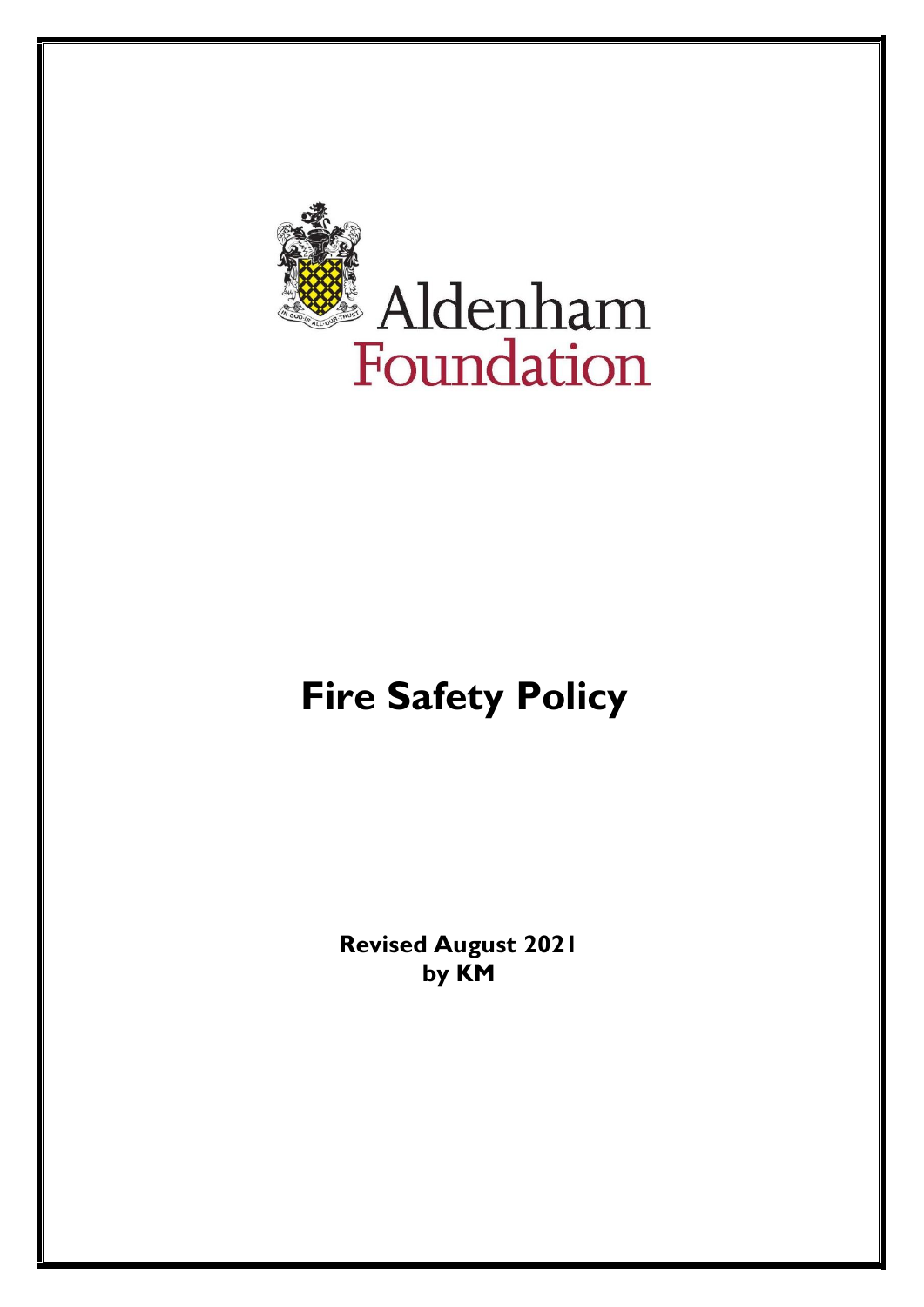Aldenham Foundation

# Fire Safety Policy

**Revised August 2021**
**by KM**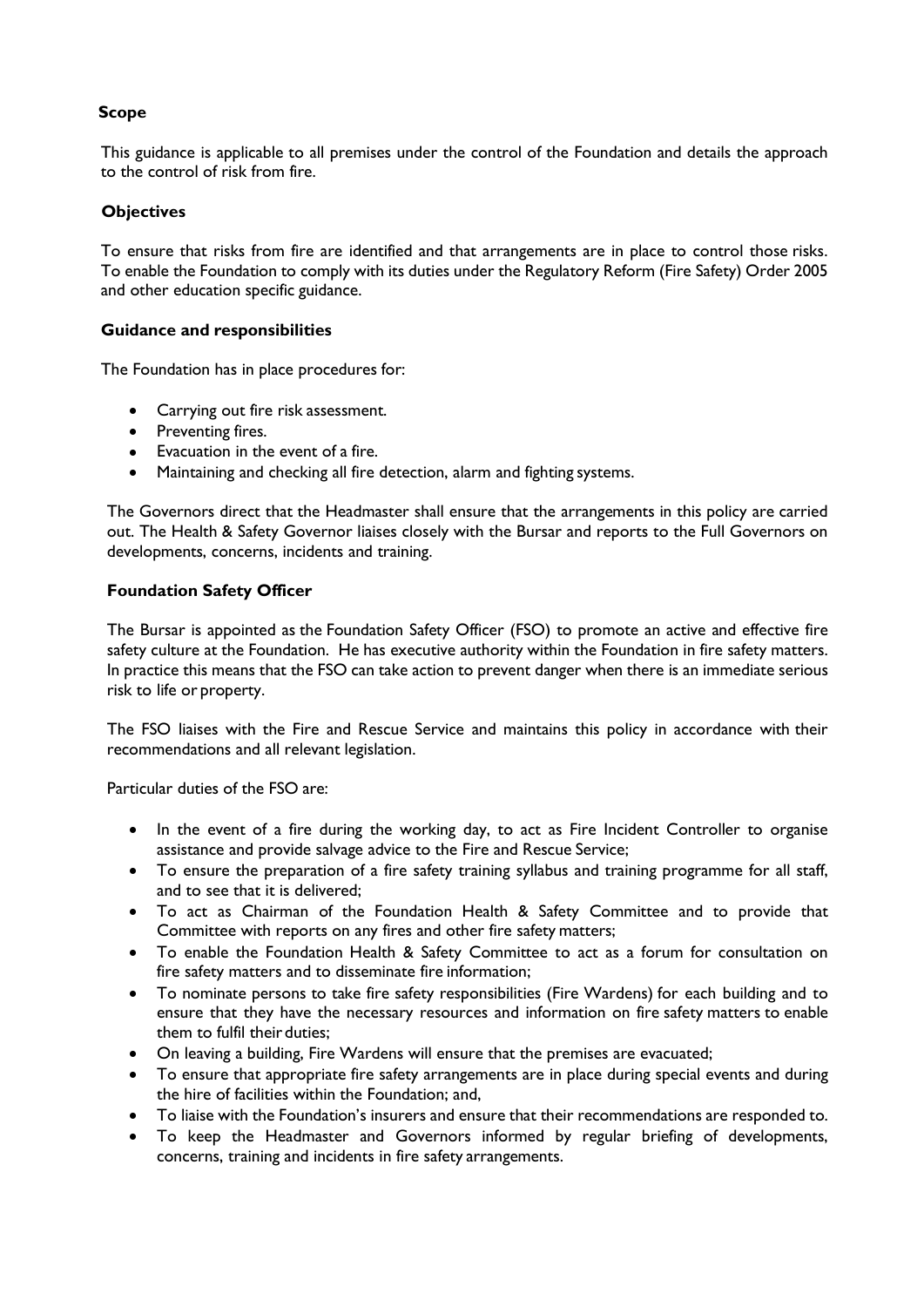**Scope**

This guidance is applicable to all premises under the control of the Foundation and details the approach to the control of risk from fire.

**Objectives**

To ensure that risks from fire are identified and that arrangements are in place to control those risks. To enable the Foundation to comply with its duties under the Regulatory Reform (Fire Safety) Order 2005 and other education specific guidance.

**Guidance and responsibilities**

The Foundation has in place procedures for:

- Carrying out fire risk assessment.
- Preventing fires.
- Evacuation in the event of a fire.
- Maintaining and checking all fire detection, alarm and fighting systems.

The Governors direct that the Headmaster shall ensure that the arrangements in this policy are carried out. The Health & Safety Governor liaises closely with the Bursar and reports to the Full Governors on developments, concerns, incidents and training.

**Foundation Safety Officer**

The Bursar is appointed as the Foundation Safety Officer (FSO) to promote an active and effective fire safety culture at the Foundation. He has executive authority within the Foundation in fire safety matters. In practice this means that the FSO can take action to prevent danger when there is an immediate serious risk to life or property.

The FSO liaises with the Fire and Rescue Service and maintains this policy in accordance with their recommendations and all relevant legislation.

Particular duties of the FSO are:

- In the event of a fire during the working day, to act as Fire Incident Controller to organise assistance and provide salvage advice to the Fire and Rescue Service;
- To ensure the preparation of a fire safety training syllabus and training programme for all staff, and to see that it is delivered;
- To act as Chairman of the Foundation Health & Safety Committee and to provide that Committee with reports on any fires and other fire safety matters;
- To enable the Foundation Health & Safety Committee to act as a forum for consultation on fire safety matters and to disseminate fire information;
- To nominate persons to take fire safety responsibilities (Fire Wardens) for each building and to ensure that they have the necessary resources and information on fire safety matters to enable them to fulfil their duties;
- On leaving a building, Fire Wardens will ensure that the premises are evacuated;
- To ensure that appropriate fire safety arrangements are in place during special events and during the hire of facilities within the Foundation; and,
- To liaise with the Foundation's insurers and ensure that their recommendations are responded to.
- To keep the Headmaster and Governors informed by regular briefing of developments, concerns, training and incidents in fire safety arrangements.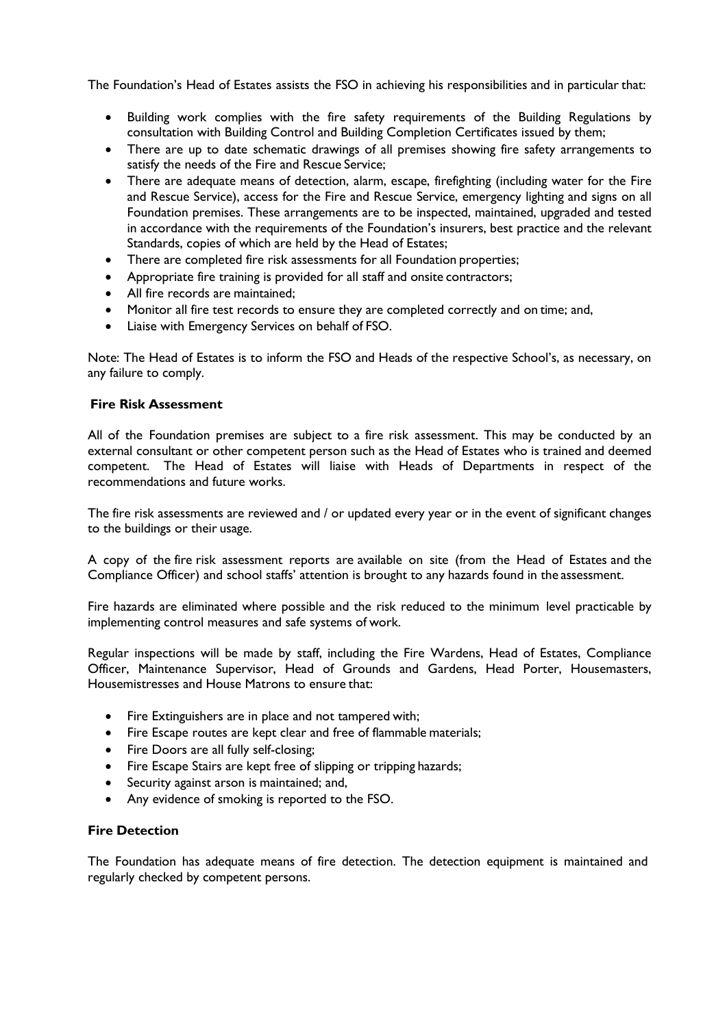The Foundation's Head of Estates assists the FSO in achieving his responsibilities and in particular that:

- Building work complies with the fire safety requirements of the Building Regulations by consultation with Building Control and Building Completion Certificates issued by them;
- There are up to date schematic drawings of all premises showing fire safety arrangements to satisfy the needs of the Fire and Rescue Service;
- There are adequate means of detection, alarm, escape, firefighting (including water for the Fire and Rescue Service), access for the Fire and Rescue Service, emergency lighting and signs on all Foundation premises. These arrangements are to be inspected, maintained, upgraded and tested in accordance with the requirements of the Foundation's insurers, best practice and the relevant Standards, copies of which are held by the Head of Estates;
- There are completed fire risk assessments for all Foundation properties;
- Appropriate fire training is provided for all staff and onsite contractors;
- All fire records are maintained;
- Monitor all fire test records to ensure they are completed correctly and on time; and,
- Liaise with Emergency Services on behalf of FSO.

Note: The Head of Estates is to inform the FSO and Heads of the respective School's, as necessary, on any failure to comply.

### Fire Risk Assessment

All of the Foundation premises are subject to a fire risk assessment. This may be conducted by an external consultant or other competent person such as the Head of Estates who is trained and deemed competent. The Head of Estates will liaise with Heads of Departments in respect of the recommendations and future works.

The fire risk assessments are reviewed and / or updated every year or in the event of significant changes to the buildings or their usage.

A copy of the fire risk assessment reports are available on site (from the Head of Estates and the Compliance Officer) and school staffs' attention is brought to any hazards found in the assessment.

Fire hazards are eliminated where possible and the risk reduced to the minimum level practicable by implementing control measures and safe systems of work.

Regular inspections will be made by staff, including the Fire Wardens, Head of Estates, Compliance Officer, Maintenance Supervisor, Head of Grounds and Gardens, Head Porter, Housemasters, Housemistresses and House Matrons to ensure that:

- Fire Extinguishers are in place and not tampered with;
- Fire Escape routes are kept clear and free of flammable materials;
- Fire Doors are all fully self-closing;
- Fire Escape Stairs are kept free of slipping or tripping hazards;
- Security against arson is maintained; and,
- Any evidence of smoking is reported to the FSO.

### Fire Detection

The Foundation has adequate means of fire detection. The detection equipment is maintained and regularly checked by competent persons.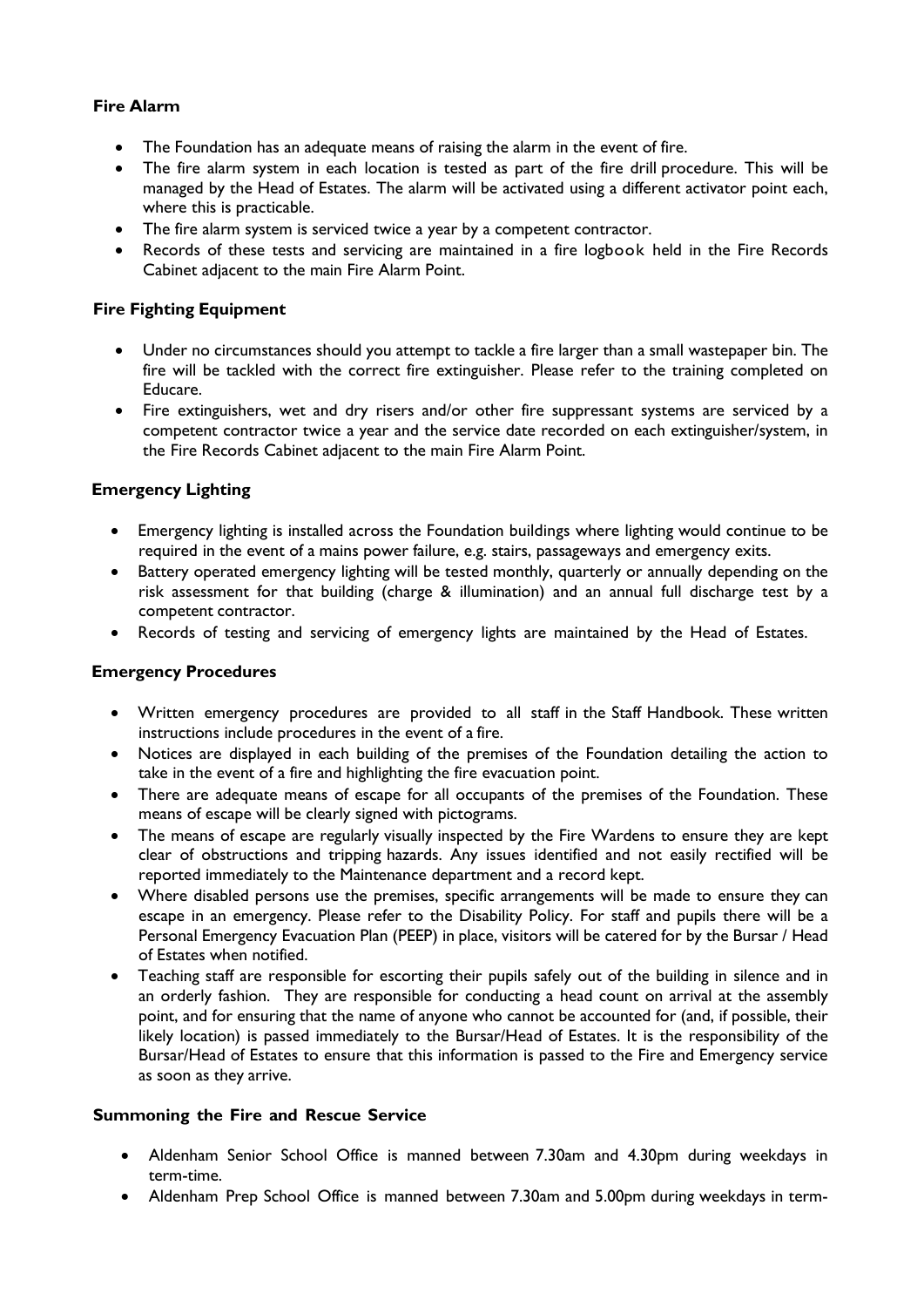### Fire Alarm

- The Foundation has an adequate means of raising the alarm in the event of fire.
- The fire alarm system in each location is tested as part of the fire drill procedure. This will be managed by the Head of Estates. The alarm will be activated using a different activator point each, where this is practicable.
- The fire alarm system is serviced twice a year by a competent contractor.
- Records of these tests and servicing are maintained in a fire logbook held in the Fire Records Cabinet adjacent to the main Fire Alarm Point.

### Fire Fighting Equipment

- Under no circumstances should you attempt to tackle a fire larger than a small wastepaper bin. The fire will be tackled with the correct fire extinguisher. Please refer to the training completed on Educare.
- Fire extinguishers, wet and dry risers and/or other fire suppressant systems are serviced by a competent contractor twice a year and the service date recorded on each extinguisher/system, in the Fire Records Cabinet adjacent to the main Fire Alarm Point.

### Emergency Lighting

- Emergency lighting is installed across the Foundation buildings where lighting would continue to be required in the event of a mains power failure, e.g. stairs, passageways and emergency exits.
- Battery operated emergency lighting will be tested monthly, quarterly or annually depending on the risk assessment for that building (charge & illumination) and an annual full discharge test by a competent contractor.
- Records of testing and servicing of emergency lights are maintained by the Head of Estates.

### Emergency Procedures

- Written emergency procedures are provided to all staff in the Staff Handbook. These written instructions include procedures in the event of a fire.
- Notices are displayed in each building of the premises of the Foundation detailing the action to take in the event of a fire and highlighting the fire evacuation point.
- There are adequate means of escape for all occupants of the premises of the Foundation. These means of escape will be clearly signed with pictograms.
- The means of escape are regularly visually inspected by the Fire Wardens to ensure they are kept clear of obstructions and tripping hazards. Any issues identified and not easily rectified will be reported immediately to the Maintenance department and a record kept.
- Where disabled persons use the premises, specific arrangements will be made to ensure they can escape in an emergency. Please refer to the Disability Policy. For staff and pupils there will be a Personal Emergency Evacuation Plan (PEEP) in place, visitors will be catered for by the Bursar / Head of Estates when notified.
- Teaching staff are responsible for escorting their pupils safely out of the building in silence and in an orderly fashion. They are responsible for conducting a head count on arrival at the assembly point, and for ensuring that the name of anyone who cannot be accounted for (and, if possible, their likely location) is passed immediately to the Bursar/Head of Estates. It is the responsibility of the Bursar/Head of Estates to ensure that this information is passed to the Fire and Emergency service as soon as they arrive.

### Summoning the Fire and Rescue Service

- Aldenham Senior School Office is manned between 7.30am and 4.30pm during weekdays in term-time.
- Aldenham Prep School Office is manned between 7.30am and 5.00pm during weekdays in term-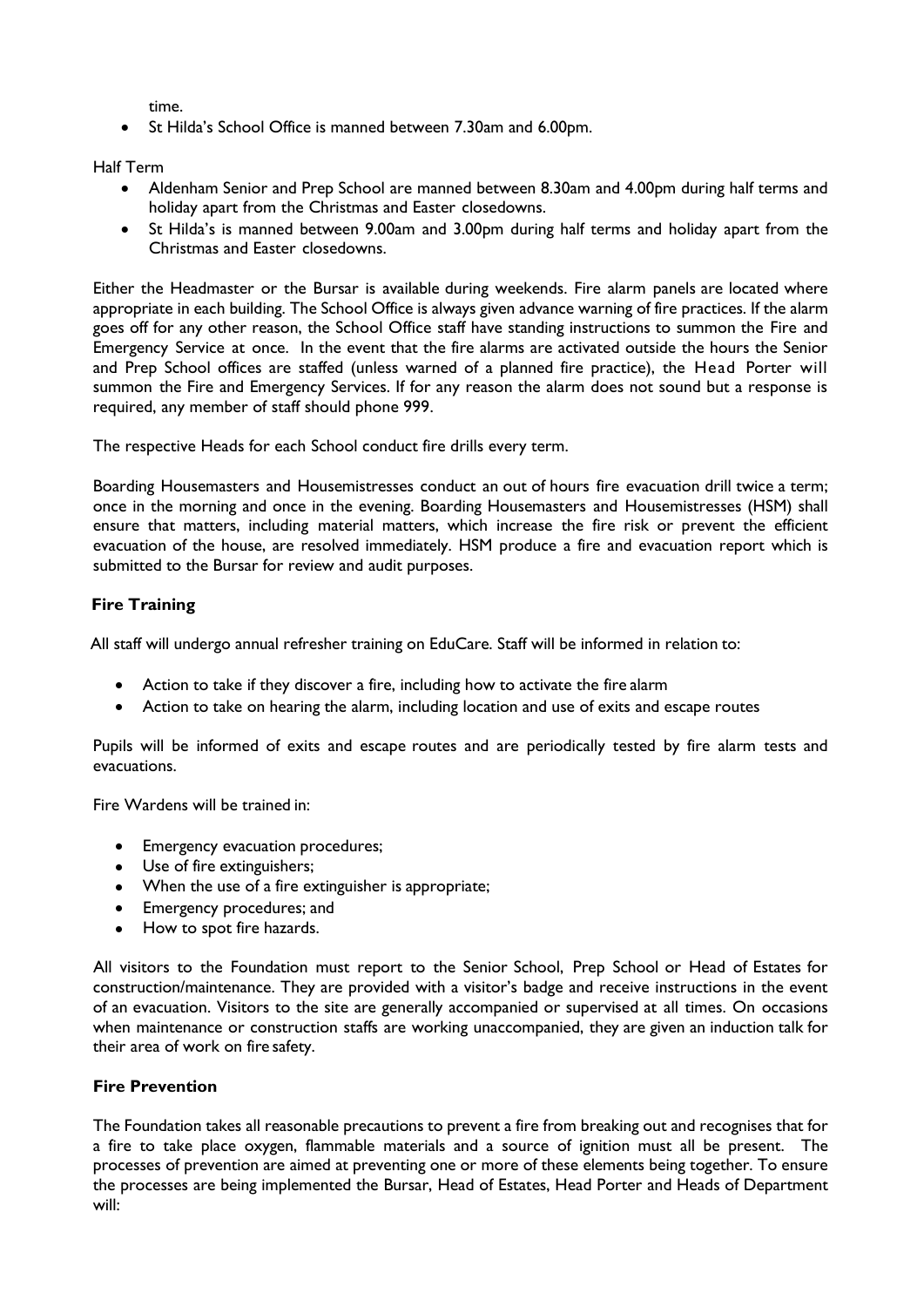time.

- St Hilda's School Office is manned between 7.30am and 6.00pm.

Half Term

- Aldenham Senior and Prep School are manned between 8.30am and 4.00pm during half terms and holiday apart from the Christmas and Easter closedowns.
- St Hilda's is manned between 9.00am and 3.00pm during half terms and holiday apart from the Christmas and Easter closedowns.

Either the Headmaster or the Bursar is available during weekends. Fire alarm panels are located where appropriate in each building. The School Office is always given advance warning of fire practices. If the alarm goes off for any other reason, the School Office staff have standing instructions to summon the Fire and Emergency Service at once. In the event that the fire alarms are activated outside the hours the Senior and Prep School offices are staffed (unless warned of a planned fire practice), the Head Porter will summon the Fire and Emergency Services. If for any reason the alarm does not sound but a response is required, any member of staff should phone 999.

The respective Heads for each School conduct fire drills every term.

Boarding Housemasters and Housemistresses conduct an out of hours fire evacuation drill twice a term; once in the morning and once in the evening. Boarding Housemasters and Housemistresses (HSM) shall ensure that matters, including material matters, which increase the fire risk or prevent the efficient evacuation of the house, are resolved immediately. HSM produce a fire and evacuation report which is submitted to the Bursar for review and audit purposes.

## Fire Training

All staff will undergo annual refresher training on EduCare. Staff will be informed in relation to:

- Action to take if they discover a fire, including how to activate the fire alarm
- Action to take on hearing the alarm, including location and use of exits and escape routes

Pupils will be informed of exits and escape routes and are periodically tested by fire alarm tests and evacuations.

Fire Wardens will be trained in:

- Emergency evacuation procedures;
- Use of fire extinguishers;
- When the use of a fire extinguisher is appropriate;
- Emergency procedures; and
- How to spot fire hazards.

All visitors to the Foundation must report to the Senior School, Prep School or Head of Estates for construction/maintenance. They are provided with a visitor's badge and receive instructions in the event of an evacuation. Visitors to the site are generally accompanied or supervised at all times. On occasions when maintenance or construction staffs are working unaccompanied, they are given an induction talk for their area of work on fire safety.

## Fire Prevention

The Foundation takes all reasonable precautions to prevent a fire from breaking out and recognises that for a fire to take place oxygen, flammable materials and a source of ignition must all be present. The processes of prevention are aimed at preventing one or more of these elements being together. To ensure the processes are being implemented the Bursar, Head of Estates, Head Porter and Heads of Department will: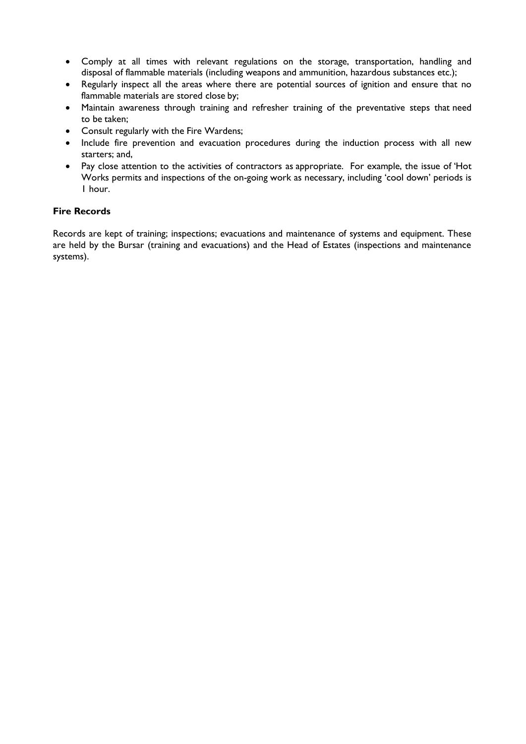- Comply at all times with relevant regulations on the storage, transportation, handling and disposal of flammable materials (including weapons and ammunition, hazardous substances etc.);
- Regularly inspect all the areas where there are potential sources of ignition and ensure that no flammable materials are stored close by;
- Maintain awareness through training and refresher training of the preventative steps that need to be taken;
- Consult regularly with the Fire Wardens;
- Include fire prevention and evacuation procedures during the induction process with all new starters; and,
- Pay close attention to the activities of contractors as appropriate. For example, the issue of 'Hot Works permits and inspections of the on-going work as necessary, including 'cool down' periods is 1 hour.

**Fire Records**

Records are kept of training; inspections; evacuations and maintenance of systems and equipment. These are held by the Bursar (training and evacuations) and the Head of Estates (inspections and maintenance systems).